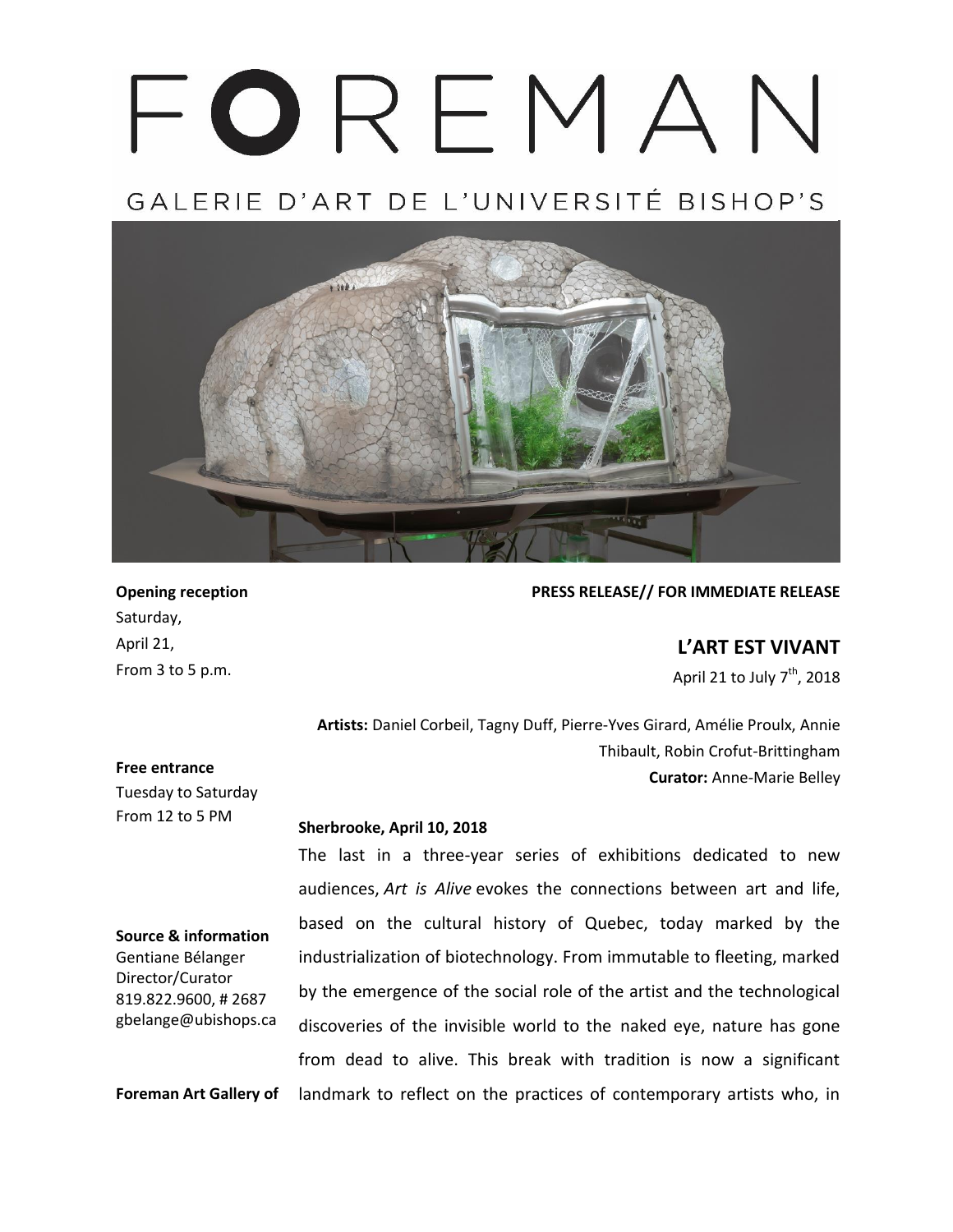# FOREMAN

## GALERIE D'ART DE L'UNIVERSITÉ BISHOP'S

**PRESS RELEASE// FOR IMMEDIATE RELEASE**

## L'ART EST VIVANT

April 21 to July 7th, 2018

**Artists:** Daniel Corbeil, Tagny Duff, Pierre-Yves Girard, Amélie Proulx, Annie Thibault, Robin Crofut-Brittingham

**Curator:** Anne-Marie Belley

**Opening reception**
Saturday,
April 21,
From 3 to 5 p.m.

**Free entrance**
Tuesday to Saturday
From 12 to 5 PM

**Source & information**
Gentiane Bélanger
Director/Curator
819.822.9600, # 2687
gbelange@ubishops.ca

**Sherbrooke, April 10, 2018**

The last in a three-year series of exhibitions dedicated to new audiences, *Art is Alive* evokes the connections between art and life, based on the cultural history of Quebec, today marked by the industrialization of biotechnology. From immutable to fleeting, marked by the emergence of the social role of the artist and the technological discoveries of the invisible world to the naked eye, nature has gone from dead to alive. This break with tradition is now a significant landmark to reflect on the practices of contemporary artists who, in

**Foreman Art Gallery of**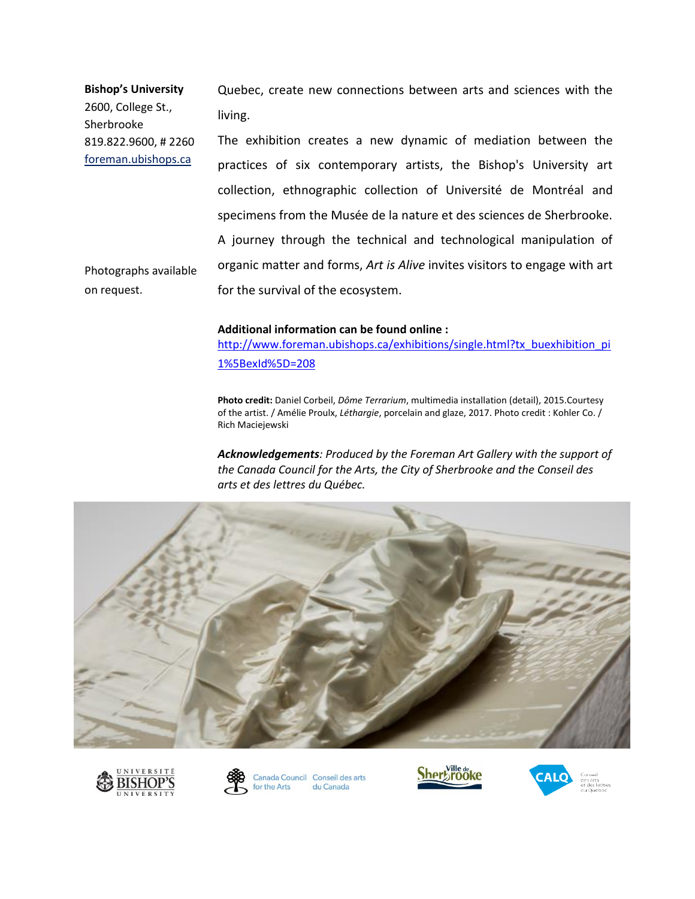**Bishop's University**
2600, College St.,
Sherbrooke
819.822.9600, # 2260
foreman.ubishops.ca

Photographs available on request.

Quebec, create new connections between arts and sciences with the living.

The exhibition creates a new dynamic of mediation between the practices of six contemporary artists, the Bishop's University art collection, ethnographic collection of Université de Montréal and specimens from the Musée de la nature et des sciences de Sherbrooke. A journey through the technical and technological manipulation of organic matter and forms, *Art is Alive* invites visitors to engage with art for the survival of the ecosystem.

**Additional information can be found online :**
http://www.foreman.ubishops.ca/exhibitions/single.html?tx_buexhibition_pi1%5BexId%5D=208

**Photo credit:** Daniel Corbeil, *Dôme Terrarium*, multimedia installation (detail), 2015.Courtesy of the artist. / Amélie Proulx, *Léthargie*, porcelain and glaze, 2017. Photo credit : Kohler Co. / Rich Maciejewski

***Acknowledgements**: Produced by the Foreman Art Gallery with the support of the Canada Council for the Arts, the City of Sherbrooke and the Conseil des arts et des lettres du Québec.*

Université Bishop's University

Canada Council for the Arts Conseil des arts du Canada

Ville de Sherbrooke

CALQ Conseil des arts et des lettres du Québec